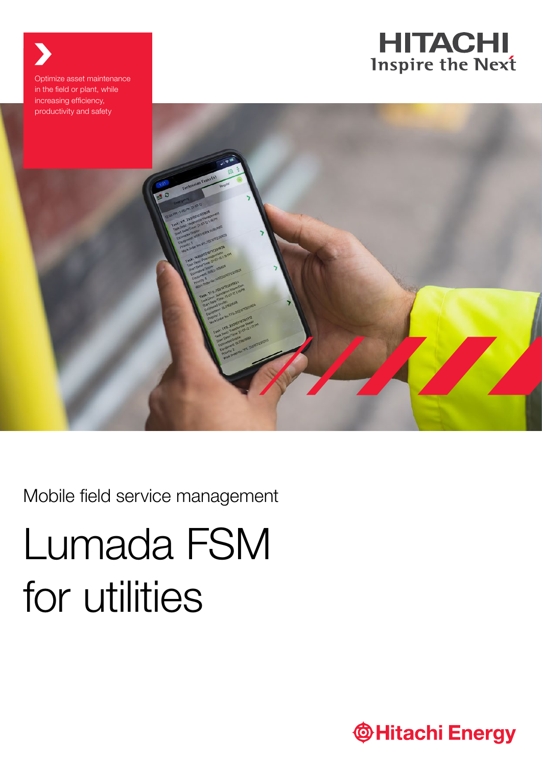Optimize asset maintenance in the field or plant, while increasing efficiency, productivity and safety

HITACHI
Inspire the Next

Mobile field service management

# Lumada FSM for utilities

Hitachi Energy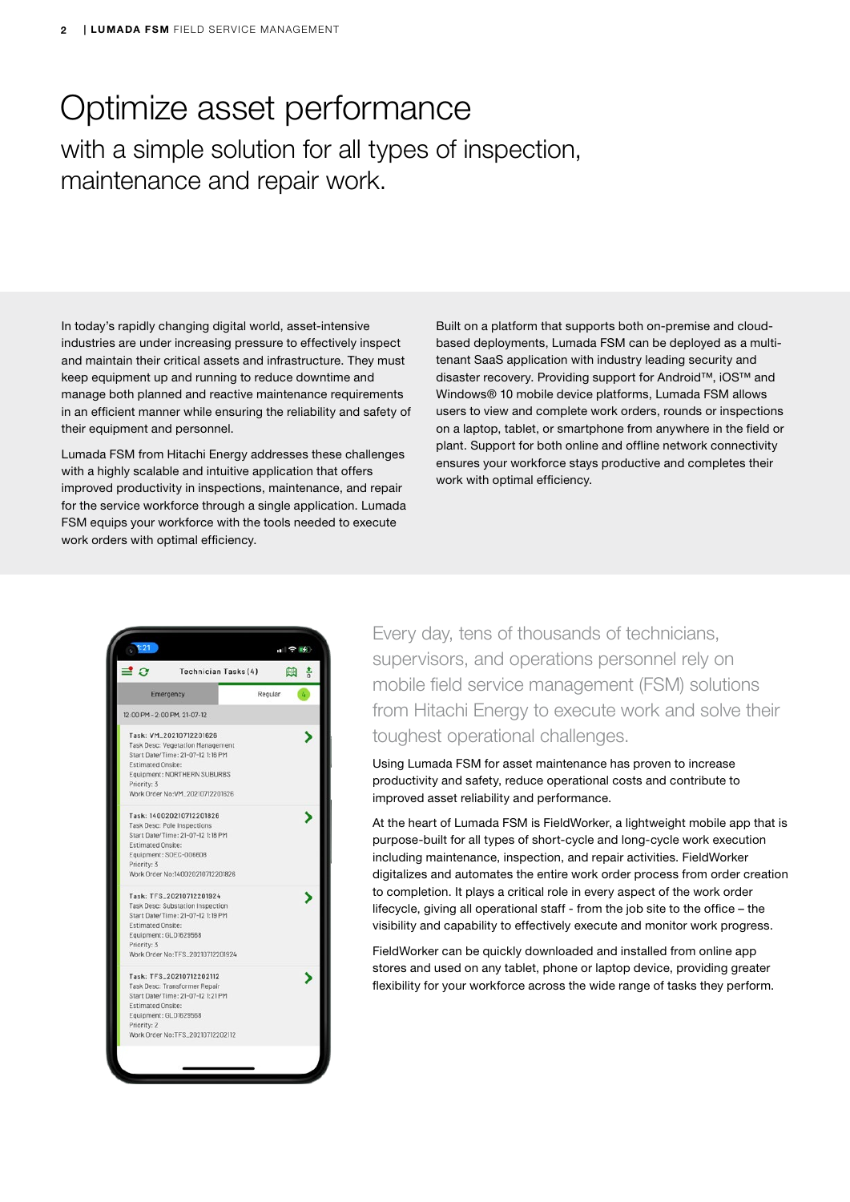# Optimize asset performance

## with a simple solution for all types of inspection, maintenance and repair work.

In today's rapidly changing digital world, asset-intensive industries are under increasing pressure to effectively inspect and maintain their critical assets and infrastructure. They must keep equipment up and running to reduce downtime and manage both planned and reactive maintenance requirements in an efficient manner while ensuring the reliability and safety of their equipment and personnel.

Lumada FSM from Hitachi Energy addresses these challenges with a highly scalable and intuitive application that offers improved productivity in inspections, maintenance, and repair for the service workforce through a single application. Lumada FSM equips your workforce with the tools needed to execute work orders with optimal efficiency.

Built on a platform that supports both on-premise and cloud-based deployments, Lumada FSM can be deployed as a multi-tenant SaaS application with industry leading security and disaster recovery. Providing support for Android™, iOS™ and Windows® 10 mobile device platforms, Lumada FSM allows users to view and complete work orders, rounds or inspections on a laptop, tablet, or smartphone from anywhere in the field or plant. Support for both online and offline network connectivity ensures your workforce stays productive and completes their work with optimal efficiency.

Every day, tens of thousands of technicians, supervisors, and operations personnel rely on mobile field service management (FSM) solutions from Hitachi Energy to execute work and solve their toughest operational challenges.

Using Lumada FSM for asset maintenance has proven to increase productivity and safety, reduce operational costs and contribute to improved asset reliability and performance.

At the heart of Lumada FSM is FieldWorker, a lightweight mobile app that is purpose-built for all types of short-cycle and long-cycle work execution including maintenance, inspection, and repair activities. FieldWorker digitalizes and automates the entire work order process from order creation to completion. It plays a critical role in every aspect of the work order lifecycle, giving all operational staff - from the job site to the office – the visibility and capability to effectively execute and monitor work progress.

FieldWorker can be quickly downloaded and installed from online app stores and used on any tablet, phone or laptop device, providing greater flexibility for your workforce across the wide range of tasks they perform.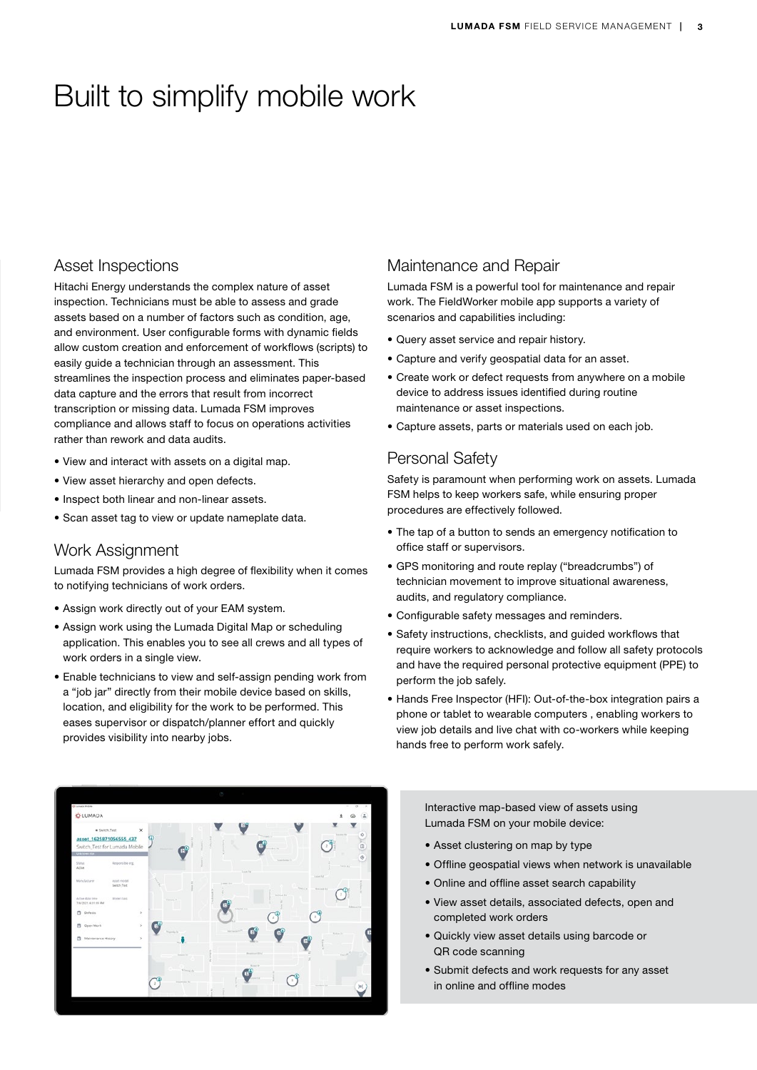# Built to simplify mobile work

## Asset Inspections

Hitachi Energy understands the complex nature of asset inspection. Technicians must be able to assess and grade assets based on a number of factors such as condition, age, and environment. User configurable forms with dynamic fields allow custom creation and enforcement of workflows (scripts) to easily guide a technician through an assessment. This streamlines the inspection process and eliminates paper-based data capture and the errors that result from incorrect transcription or missing data. Lumada FSM improves compliance and allows staff to focus on operations activities rather than rework and data audits.

- View and interact with assets on a digital map.
- View asset hierarchy and open defects.
- Inspect both linear and non-linear assets.
- Scan asset tag to view or update nameplate data.

## Work Assignment

Lumada FSM provides a high degree of flexibility when it comes to notifying technicians of work orders.

- Assign work directly out of your EAM system.
- Assign work using the Lumada Digital Map or scheduling application. This enables you to see all crews and all types of work orders in a single view.
- Enable technicians to view and self-assign pending work from a "job jar" directly from their mobile device based on skills, location, and eligibility for the work to be performed. This eases supervisor or dispatch/planner effort and quickly provides visibility into nearby jobs.

## Maintenance and Repair

Lumada FSM is a powerful tool for maintenance and repair work. The FieldWorker mobile app supports a variety of scenarios and capabilities including:

- Query asset service and repair history.
- Capture and verify geospatial data for an asset.
- Create work or defect requests from anywhere on a mobile device to address issues identified during routine maintenance or asset inspections.
- Capture assets, parts or materials used on each job.

## Personal Safety

Safety is paramount when performing work on assets. Lumada FSM helps to keep workers safe, while ensuring proper procedures are effectively followed.

- The tap of a button to sends an emergency notification to office staff or supervisors.
- GPS monitoring and route replay ("breadcrumbs") of technician movement to improve situational awareness, audits, and regulatory compliance.
- Configurable safety messages and reminders.
- Safety instructions, checklists, and guided workflows that require workers to acknowledge and follow all safety protocols and have the required personal protective equipment (PPE) to perform the job safely.
- Hands Free Inspector (HFI): Out-of-the-box integration pairs a phone or tablet to wearable computers , enabling workers to view job details and live chat with co-workers while keeping hands free to perform work safely.

Interactive map-based view of assets using Lumada FSM on your mobile device:

- Asset clustering on map by type
- Offline geospatial views when network is unavailable
- Online and offline asset search capability
- View asset details, associated defects, open and completed work orders
- Quickly view asset details using barcode or QR code scanning
- Submit defects and work requests for any asset in online and offline modes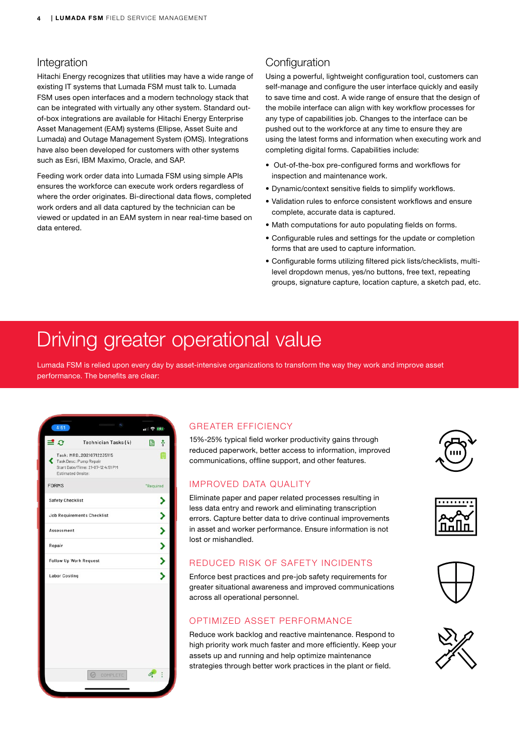## Integration

Hitachi Energy recognizes that utilities may have a wide range of existing IT systems that Lumada FSM must talk to. Lumada FSM uses open interfaces and a modern technology stack that can be integrated with virtually any other system. Standard out-of-box integrations are available for Hitachi Energy Enterprise Asset Management (EAM) systems (Ellipse, Asset Suite and Lumada) and Outage Management System (OMS). Integrations have also been developed for customers with other systems such as Esri, IBM Maximo, Oracle, and SAP.

Feeding work order data into Lumada FSM using simple APIs ensures the workforce can execute work orders regardless of where the order originates. Bi-directional data flows, completed work orders and all data captured by the technician can be viewed or updated in an EAM system in near real-time based on data entered.

## Configuration

Using a powerful, lightweight configuration tool, customers can self-manage and configure the user interface quickly and easily to save time and cost. A wide range of ensure that the design of the mobile interface can align with key workflow processes for any type of capabilities job. Changes to the interface can be pushed out to the workforce at any time to ensure they are using the latest forms and information when executing work and completing digital forms. Capabilities include:

- Out-of-the-box pre-configured forms and workflows for inspection and maintenance work.
- Dynamic/context sensitive fields to simplify workflows.
- Validation rules to enforce consistent workflows and ensure complete, accurate data is captured.
- Math computations for auto populating fields on forms.
- Configurable rules and settings for the update or completion forms that are used to capture information.
- Configurable forms utilizing filtered pick lists/checklists, multi-level dropdown menus, yes/no buttons, free text, repeating groups, signature capture, location capture, a sketch pad, etc.

# Driving greater operational value

Lumada FSM is relied upon every day by asset-intensive organizations to transform the way they work and improve asset performance. The benefits are clear:

### GREATER EFFICIENCY

15%-25% typical field worker productivity gains through reduced paperwork, better access to information, improved communications, offline support, and other features.

### IMPROVED DATA QUALITY

Eliminate paper and paper related processes resulting in less data entry and rework and eliminating transcription errors. Capture better data to drive continual improvements in asset and worker performance. Ensure information is not lost or mishandled.

### REDUCED RISK OF SAFETY INCIDENTS

Enforce best practices and pre-job safety requirements for greater situational awareness and improved communications across all operational personnel.

### OPTIMIZED ASSET PERFORMANCE

Reduce work backlog and reactive maintenance. Respond to high priority work much faster and more efficiently. Keep your assets up and running and help optimize maintenance strategies through better work practices in the plant or field.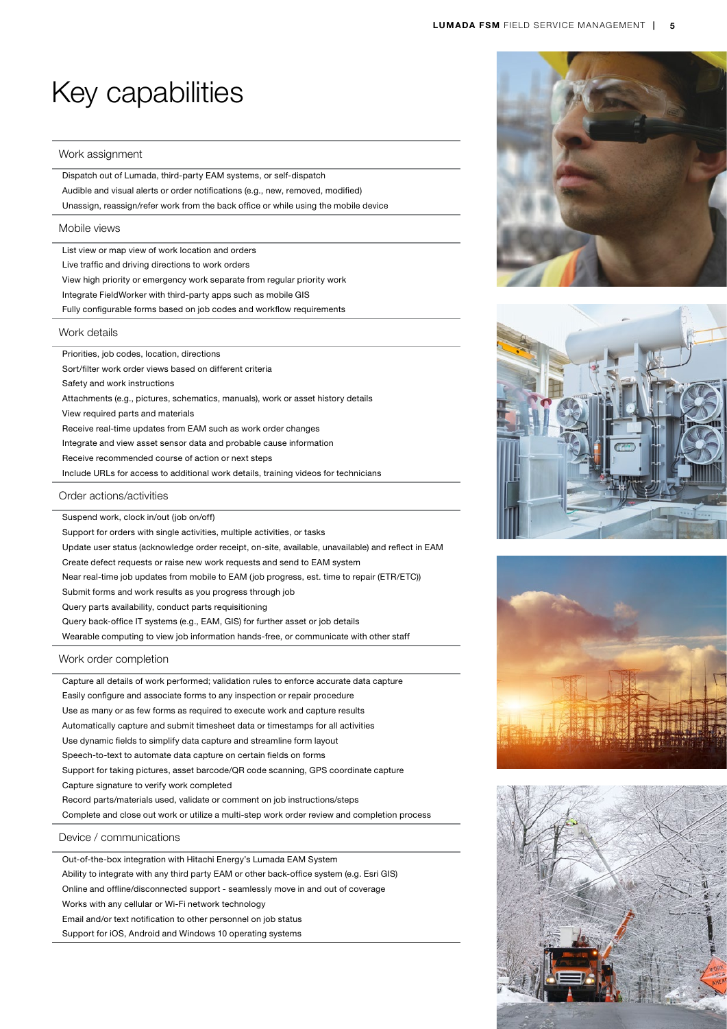# Key capabilities

## Work assignment

- Dispatch out of Lumada, third-party EAM systems, or self-dispatch
- Audible and visual alerts or order notifications (e.g., new, removed, modified)
- Unassign, reassign/refer work from the back office or while using the mobile device

## Mobile views

- List view or map view of work location and orders
- Live traffic and driving directions to work orders
- View high priority or emergency work separate from regular priority work
- Integrate FieldWorker with third-party apps such as mobile GIS
- Fully configurable forms based on job codes and workflow requirements

## Work details

- Priorities, job codes, location, directions
- Sort/filter work order views based on different criteria
- Safety and work instructions
- Attachments (e.g., pictures, schematics, manuals), work or asset history details
- View required parts and materials
- Receive real-time updates from EAM such as work order changes
- Integrate and view asset sensor data and probable cause information
- Receive recommended course of action or next steps
- Include URLs for access to additional work details, training videos for technicians

## Order actions/activities

- Suspend work, clock in/out (job on/off)
- Support for orders with single activities, multiple activities, or tasks
- Update user status (acknowledge order receipt, on-site, available, unavailable) and reflect in EAM
- Create defect requests or raise new work requests and send to EAM system
- Near real-time job updates from mobile to EAM (job progress, est. time to repair (ETR/ETC))
- Submit forms and work results as you progress through job
- Query parts availability, conduct parts requisitioning
- Query back-office IT systems (e.g., EAM, GIS) for further asset or job details
- Wearable computing to view job information hands-free, or communicate with other staff

## Work order completion

- Capture all details of work performed; validation rules to enforce accurate data capture
- Easily configure and associate forms to any inspection or repair procedure
- Use as many or as few forms as required to execute work and capture results
- Automatically capture and submit timesheet data or timestamps for all activities
- Use dynamic fields to simplify data capture and streamline form layout
- Speech-to-text to automate data capture on certain fields on forms
- Support for taking pictures, asset barcode/QR code scanning, GPS coordinate capture
- Capture signature to verify work completed
- Record parts/materials used, validate or comment on job instructions/steps
- Complete and close out work or utilize a multi-step work order review and completion process

## Device / communications

- Out-of-the-box integration with Hitachi Energy's Lumada EAM System
- Ability to integrate with any third party EAM or other back-office system (e.g. Esri GIS)
- Online and offline/disconnected support - seamlessly move in and out of coverage
- Works with any cellular or Wi-Fi network technology
- Email and/or text notification to other personnel on job status
- Support for iOS, Android and Windows 10 operating systems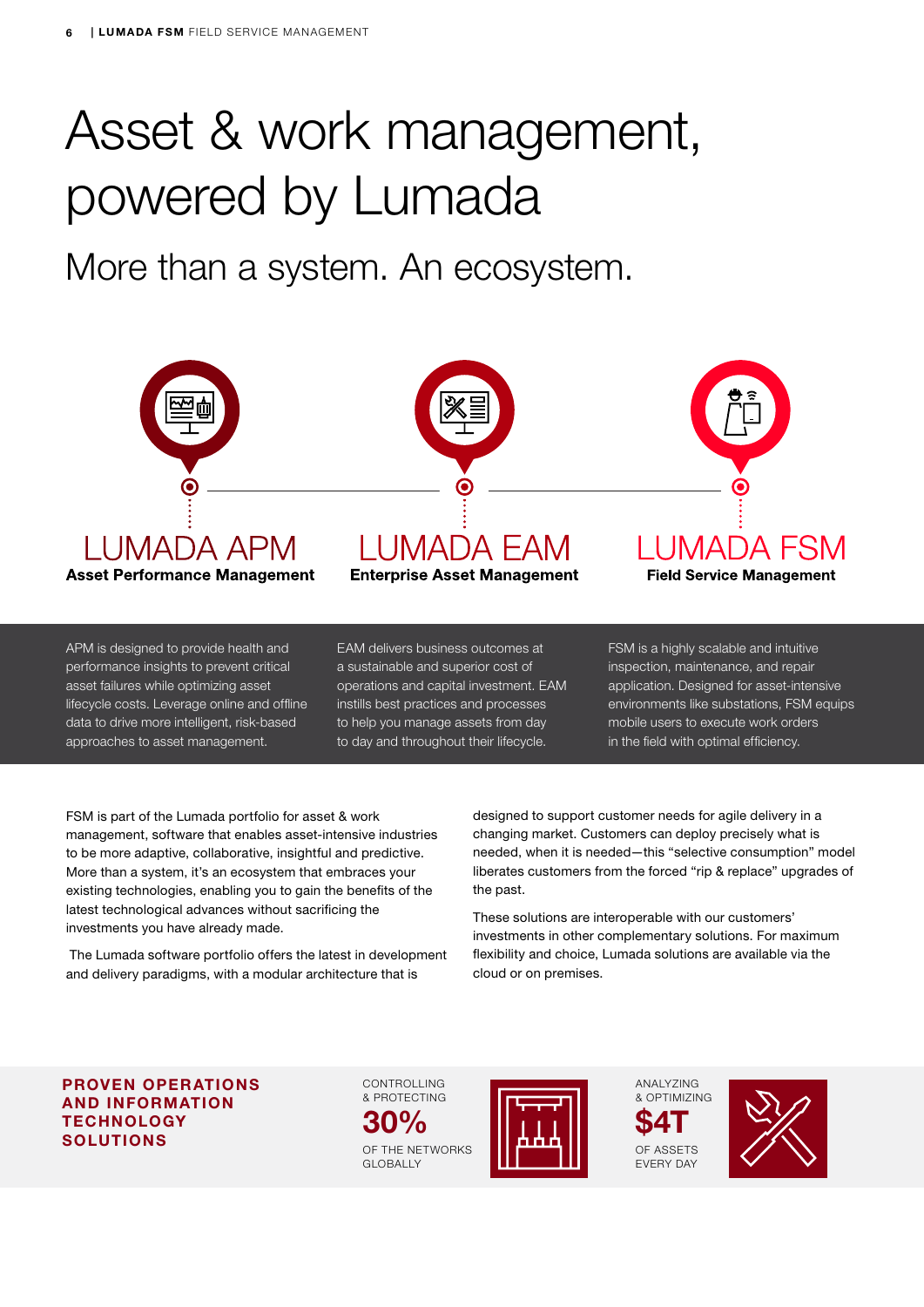# Asset & work management, powered by Lumada

## More than a system. An ecosystem.

### LUMADA APM
**Asset Performance Management**

APM is designed to provide health and performance insights to prevent critical asset failures while optimizing asset lifecycle costs. Leverage online and offline data to drive more intelligent, risk-based approaches to asset management.

### LUMADA EAM
**Enterprise Asset Management**

EAM delivers business outcomes at a sustainable and superior cost of operations and capital investment. EAM instills best practices and processes to help you manage assets from day to day and throughout their lifecycle.

### LUMADA FSM
**Field Service Management**

FSM is a highly scalable and intuitive inspection, maintenance, and repair application. Designed for asset-intensive environments like substations, FSM equips mobile users to execute work orders in the field with optimal efficiency.

FSM is part of the Lumada portfolio for asset & work management, software that enables asset-intensive industries to be more adaptive, collaborative, insightful and predictive. More than a system, it's an ecosystem that embraces your existing technologies, enabling you to gain the benefits of the latest technological advances without sacrificing the investments you have already made.

The Lumada software portfolio offers the latest in development and delivery paradigms, with a modular architecture that is designed to support customer needs for agile delivery in a changing market. Customers can deploy precisely what is needed, when it is needed—this "selective consumption" model liberates customers from the forced "rip & replace" upgrades of the past.

These solutions are interoperable with our customers' investments in other complementary solutions. For maximum flexibility and choice, Lumada solutions are available via the cloud or on premises.

**PROVEN OPERATIONS AND INFORMATION TECHNOLOGY SOLUTIONS**

CONTROLLING & PROTECTING
**30%**
OF THE NETWORKS GLOBALLY

ANALYZING & OPTIMIZING
**$4T**
OF ASSETS EVERY DAY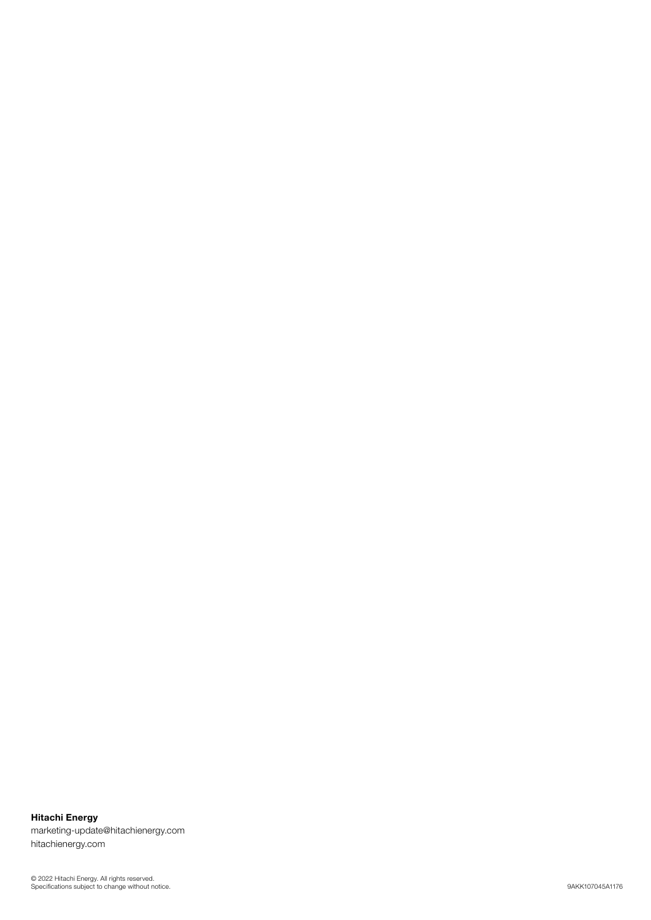**Hitachi Energy**

marketing-update@hitachienergy.com

hitachienergy.com

© 2022 Hitachi Energy. All rights reserved.
Specifications subject to change without notice.

9AKK107045A1176